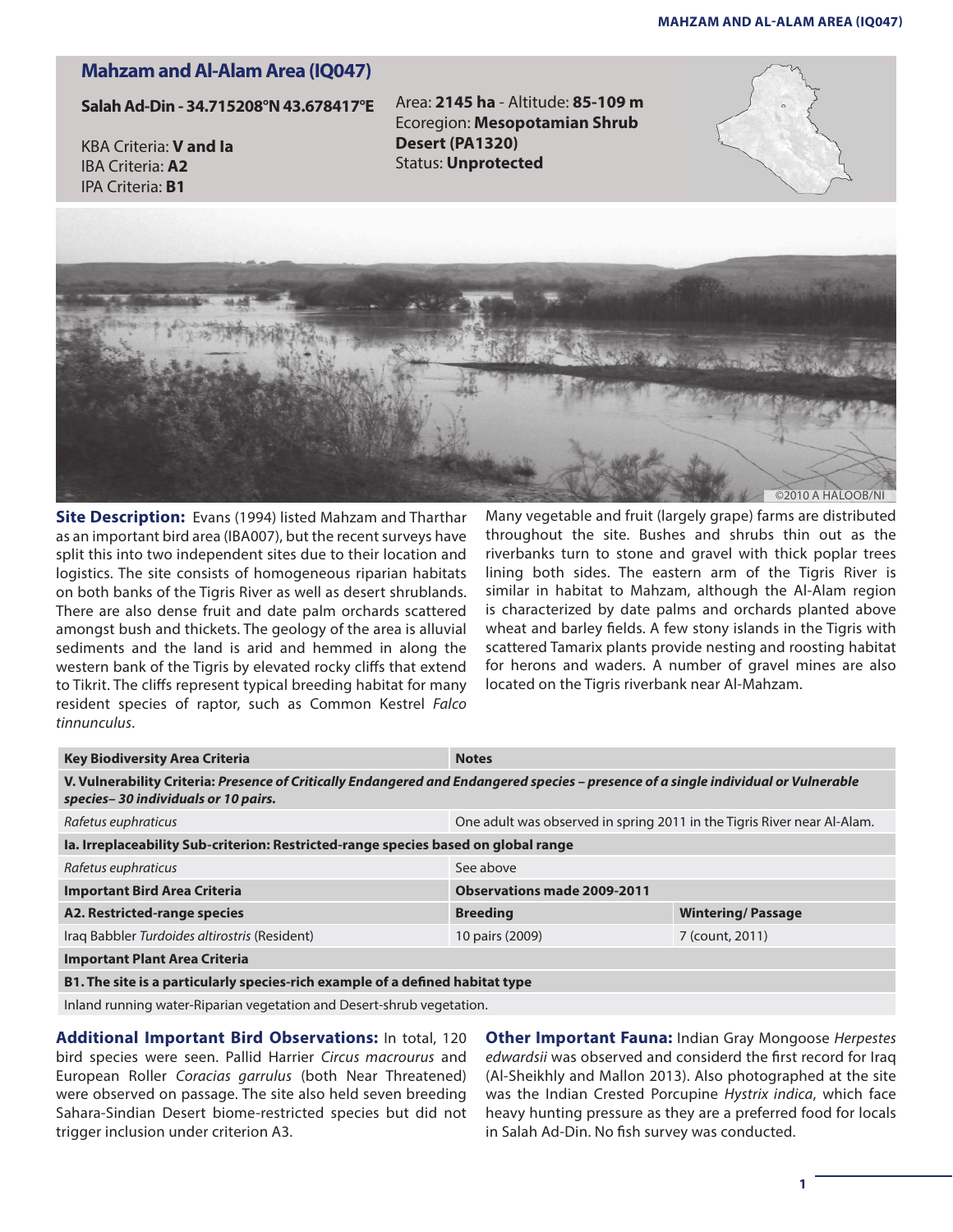# Mahzam and Al-Alam Area (IQ047)

**Salah Ad-Din - 34.715208°N 43.678417°E**

KBA Criteria: **V and Ia**
IBA Criteria: **A2**
IPA Criteria: **B1**

Area: **2145 ha** - Altitude: **85-109 m**
Ecoregion: **Mesopotamian Shrub Desert (PA1320)**
Status: **Unprotected**

©2010 A HALOOB/NI

**Site Description:** Evans (1994) listed Mahzam and Tharthar as an important bird area (IBA007), but the recent surveys have split this into two independent sites due to their location and logistics. The site consists of homogeneous riparian habitats on both banks of the Tigris River as well as desert shrublands. There are also dense fruit and date palm orchards scattered amongst bush and thickets. The geology of the area is alluvial sediments and the land is arid and hemmed in along the western bank of the Tigris by elevated rocky cliffs that extend to Tikrit. The cliffs represent typical breeding habitat for many resident species of raptor, such as Common Kestrel *Falco tinnunculus*. Many vegetable and fruit (largely grape) farms are distributed throughout the site. Bushes and shrubs thin out as the riverbanks turn to stone and gravel with thick poplar trees lining both sides. The eastern arm of the Tigris River is similar in habitat to Mahzam, although the Al-Alam region is characterized by date palms and orchards planted above wheat and barley fields. A few stony islands in the Tigris with scattered Tamarix plants provide nesting and roosting habitat for herons and waders. A number of gravel mines are also located on the Tigris riverbank near Al-Mahzam.

| Key Biodiversity Area Criteria | Notes | |
|---|---|---|
| **V. Vulnerability Criteria:** ***Presence of Critically Endangered and Endangered species – presence of a single individual or Vulnerable species– 30 individuals or 10 pairs.*** | | |
| *Rafetus euphraticus* | One adult was observed in spring 2011 in the Tigris River near Al-Alam. | |
| **Ia. Irreplaceability Sub-criterion: Restricted-range species based on global range** | | |
| *Rafetus euphraticus* | See above | |
| **Important Bird Area Criteria** | **Observations made 2009-2011** | |
| **A2. Restricted-range species** | **Breeding** | **Wintering/ Passage** |
| Iraq Babbler *Turdoides altirostris* (Resident) | 10 pairs (2009) | 7 (count, 2011) |
| **Important Plant Area Criteria** | | |
| **B1. The site is a particularly species-rich example of a defined habitat type** | | |
| Inland running water-Riparian vegetation and Desert-shrub vegetation. | | |

**Additional Important Bird Observations:** In total, 120 bird species were seen. Pallid Harrier *Circus macrourus* and European Roller *Coracias garrulus* (both Near Threatened) were observed on passage. The site also held seven breeding Sahara-Sindian Desert biome-restricted species but did not trigger inclusion under criterion A3.

**Other Important Fauna:** Indian Gray Mongoose *Herpestes edwardsii* was observed and considerd the first record for Iraq (Al-Sheikhly and Mallon 2013). Also photographed at the site was the Indian Crested Porcupine *Hystrix indica*, which face heavy hunting pressure as they are a preferred food for locals in Salah Ad-Din. No fish survey was conducted.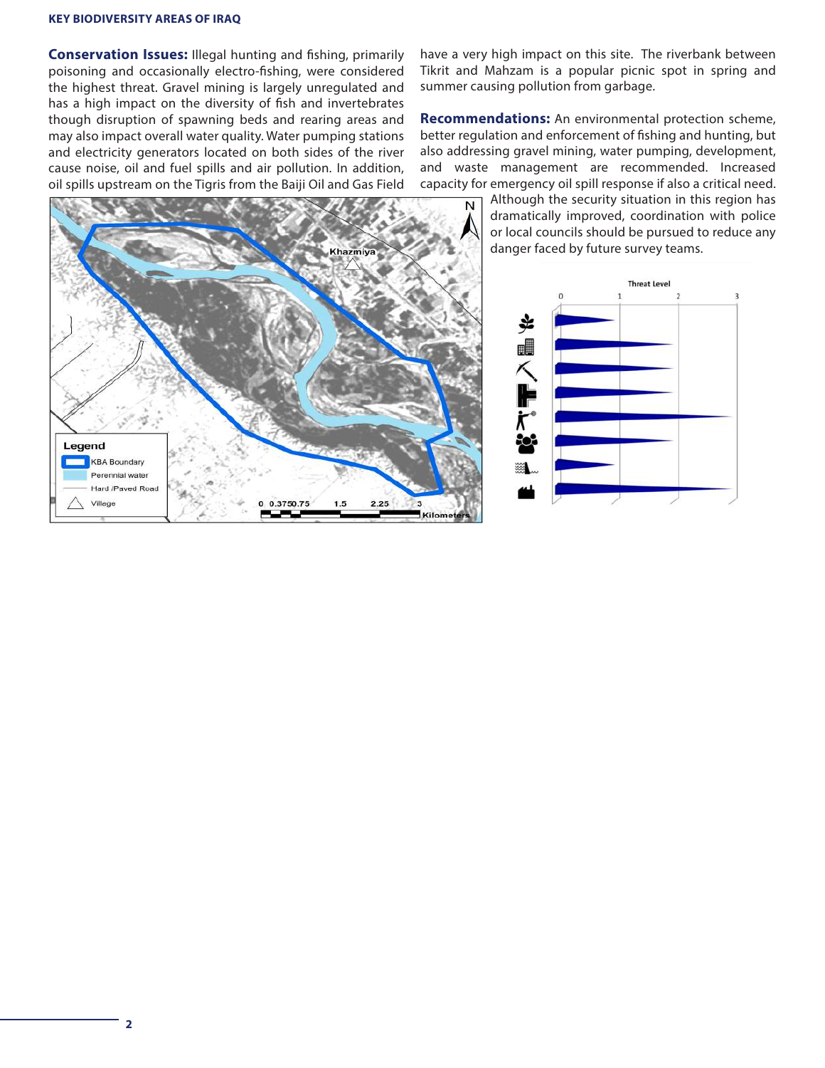**Conservation Issues:** Illegal hunting and fishing, primarily poisoning and occasionally electro-fishing, were considered the highest threat. Gravel mining is largely unregulated and has a high impact on the diversity of fish and invertebrates though disruption of spawning beds and rearing areas and may also impact overall water quality. Water pumping stations and electricity generators located on both sides of the river cause noise, oil and fuel spills and air pollution. In addition, oil spills upstream on the Tigris from the Baiji Oil and Gas Field have a very high impact on this site. The riverbank between Tikrit and Mahzam is a popular picnic spot in spring and summer causing pollution from garbage.

**Recommendations:** An environmental protection scheme, better regulation and enforcement of fishing and hunting, but also addressing gravel mining, water pumping, development, and waste management are recommended. Increased capacity for emergency oil spill response if also a critical need. Although the security situation in this region has dramatically improved, coordination with police or local councils should be pursued to reduce any danger faced by future survey teams.

N
Khazmiya
Legend
KBA Boundary
Perennial water
Hard /Paved Road
Villege
0 0.3750.75 1.5 2.25 3
Kilometers

Threat Level
0 1 2 3